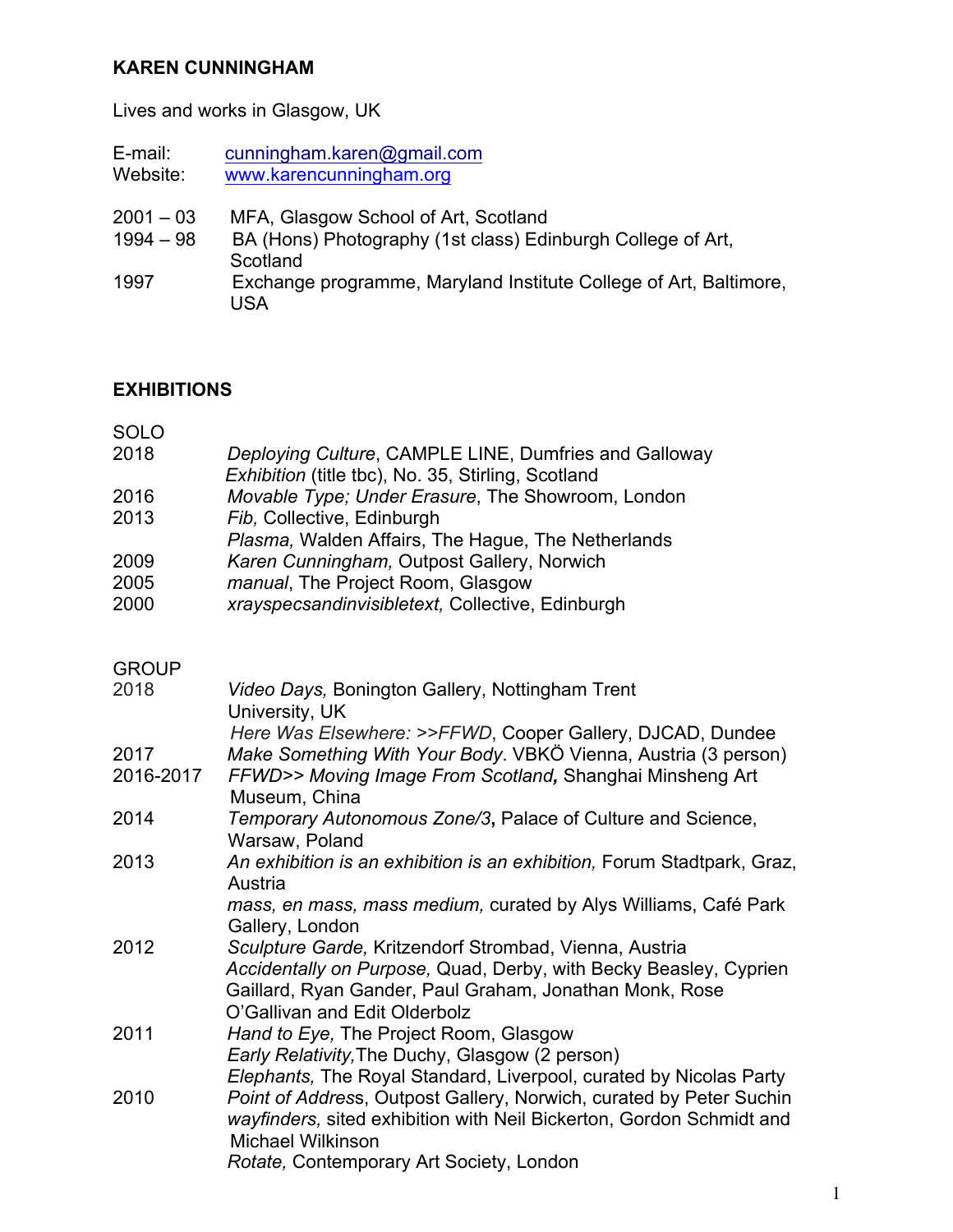# KAREN CUNNINGHAM

Lives and works in Glasgow, UK

E-mail: cunningham.karen@gmail.com
Website: www.karencunningham.org

2001 – 03 MFA, Glasgow School of Art, Scotland
1994 – 98 BA (Hons) Photography (1st class) Edinburgh College of Art, Scotland
1997 Exchange programme, Maryland Institute College of Art, Baltimore, USA

## EXHIBITIONS

### SOLO

2018 *Deploying Culture*, CAMPLE LINE, Dumfries and Galloway
*Exhibition* (title tbc), No. 35, Stirling, Scotland
2016 *Movable Type; Under Erasure*, The Showroom, London
2013 *Fib,* Collective, Edinburgh
*Plasma,* Walden Affairs, The Hague, The Netherlands
2009 *Karen Cunningham,* Outpost Gallery, Norwich
2005 *manual*, The Project Room, Glasgow
2000 *xrayspecsandinvisibletext,* Collective, Edinburgh

### GROUP

2018 *Video Days,* Bonington Gallery, Nottingham Trent University, UK
*Here Was Elsewhere: >>FFWD*, Cooper Gallery, DJCAD, Dundee
2017 *Make Something With Your Body*. VBKÖ Vienna, Austria (3 person)
2016-2017 *FFWD>> Moving Image From Scotland*, Shanghai Minsheng Art Museum, China
2014 *Temporary Autonomous Zone/3*, Palace of Culture and Science, Warsaw, Poland
2013 *An exhibition is an exhibition is an exhibition,* Forum Stadtpark, Graz, Austria
*mass, en mass, mass medium,* curated by Alys Williams, Café Park Gallery, London
2012 *Sculpture Garde,* Kritzendorf Strombad, Vienna, Austria
*Accidentally on Purpose,* Quad, Derby, with Becky Beasley, Cyprien Gaillard, Ryan Gander, Paul Graham, Jonathan Monk, Rose O'Gallivan and Edit Olderbolz
2011 *Hand to Eye,* The Project Room, Glasgow
*Early Relativity,*The Duchy, Glasgow (2 person)
*Elephants,* The Royal Standard, Liverpool, curated by Nicolas Party
2010 *Point of Address*, Outpost Gallery, Norwich, curated by Peter Suchin
*wayfinders,* sited exhibition with Neil Bickerton, Gordon Schmidt and Michael Wilkinson
*Rotate,* Contemporary Art Society, London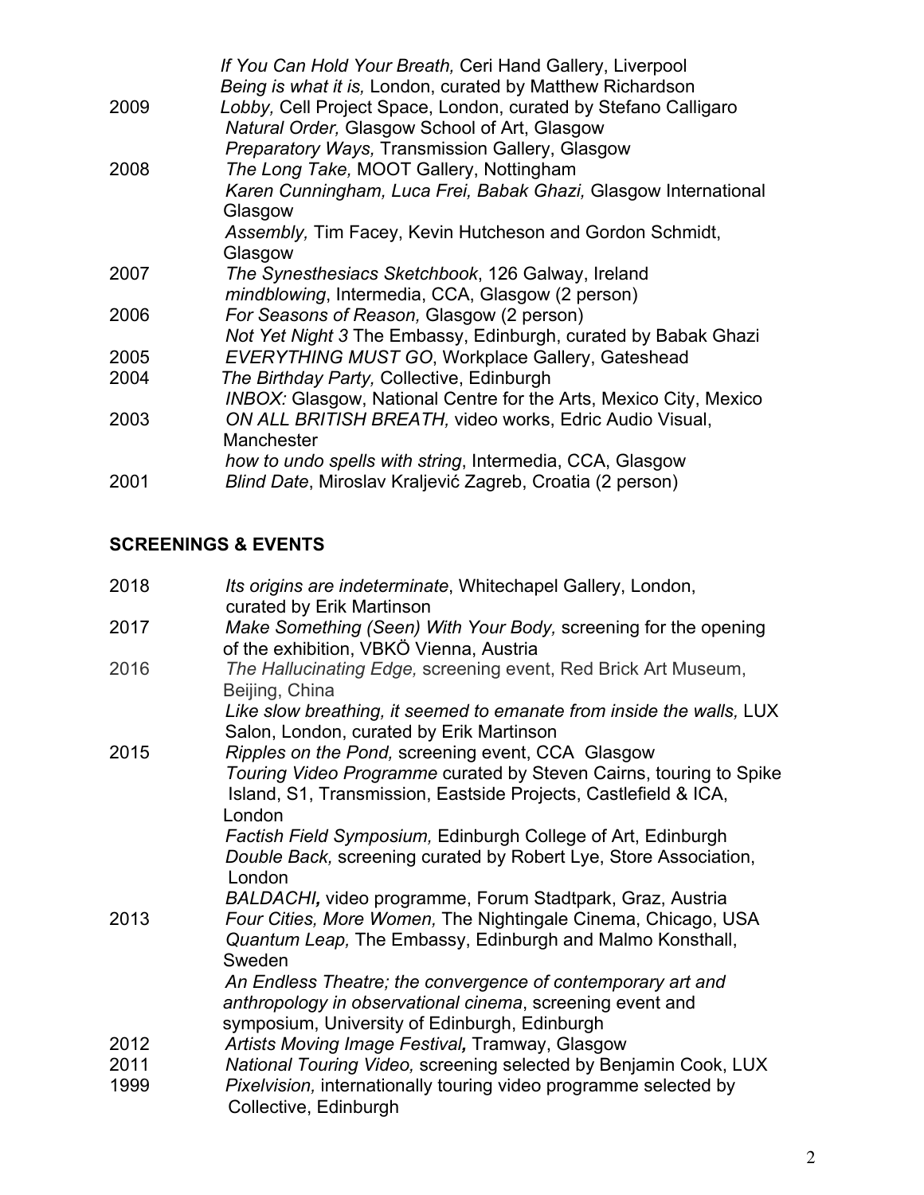| | |
|---|---|
| | *If You Can Hold Your Breath,* Ceri Hand Gallery, Liverpool |
| | *Being is what it is,* London, curated by Matthew Richardson |
| 2009 | *Lobby,* Cell Project Space, London, curated by Stefano Calligaro |
| | *Natural Order,* Glasgow School of Art, Glasgow |
| | *Preparatory Ways,* Transmission Gallery, Glasgow |
| 2008 | *The Long Take,* MOOT Gallery, Nottingham |
| | *Karen Cunningham, Luca Frei, Babak Ghazi,* Glasgow International Glasgow |
| | *Assembly,* Tim Facey, Kevin Hutcheson and Gordon Schmidt, Glasgow |
| 2007 | *The Synesthesiacs Sketchbook*, 126 Galway, Ireland |
| | *mindblowing*, Intermedia, CCA, Glasgow (2 person) |
| 2006 | *For Seasons of Reason,* Glasgow (2 person) |
| | *Not Yet Night 3* The Embassy, Edinburgh, curated by Babak Ghazi |
| 2005 | *EVERYTHING MUST GO*, Workplace Gallery, Gateshead |
| 2004 | *The Birthday Party,* Collective, Edinburgh |
| | *INBOX:* Glasgow, National Centre for the Arts, Mexico City, Mexico |
| 2003 | *ON ALL BRITISH BREATH,* video works, Edric Audio Visual, Manchester |
| | *how to undo spells with string*, Intermedia, CCA, Glasgow |
| 2001 | *Blind Date*, Miroslav Kraljević Zagreb, Croatia (2 person) |

## SCREENINGS & EVENTS

| | |
|---|---|
| 2018 | *Its origins are indeterminate*, Whitechapel Gallery, London, curated by Erik Martinson |
| 2017 | *Make Something (Seen) With Your Body,* screening for the opening of the exhibition, VBKÖ Vienna, Austria |
| 2016 | *The Hallucinating Edge,* screening event, Red Brick Art Museum, Beijing, China |
| | *Like slow breathing, it seemed to emanate from inside the walls,* LUX Salon, London, curated by Erik Martinson |
| 2015 | *Ripples on the Pond,* screening event, CCA Glasgow |
| | *Touring Video Programme* curated by Steven Cairns, touring to Spike Island, S1, Transmission, Eastside Projects, Castlefield & ICA, London |
| | *Factish Field Symposium,* Edinburgh College of Art, Edinburgh |
| | *Double Back,* screening curated by Robert Lye, Store Association, London |
| | *BALDACHI,* video programme, Forum Stadtpark, Graz, Austria |
| 2013 | *Four Cities, More Women,* The Nightingale Cinema, Chicago, USA |
| | *Quantum Leap,* The Embassy, Edinburgh and Malmo Konsthall, Sweden |
| | *An Endless Theatre; the convergence of contemporary art and anthropology in observational cinema*, screening event and symposium, University of Edinburgh, Edinburgh |
| 2012 | *Artists Moving Image Festival,* Tramway, Glasgow |
| 2011 | *National Touring Video,* screening selected by Benjamin Cook, LUX |
| 1999 | *Pixelvision,* internationally touring video programme selected by Collective, Edinburgh |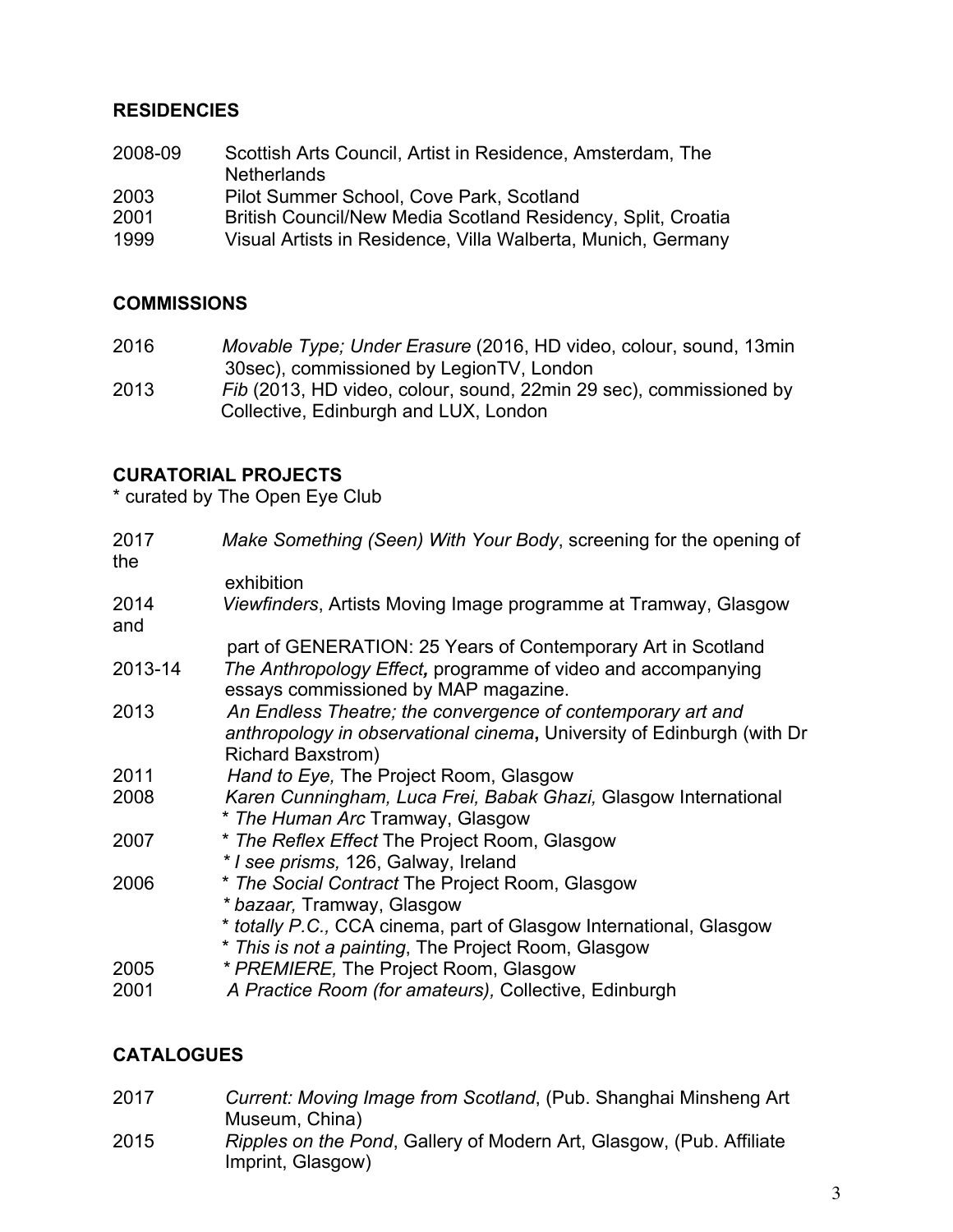## RESIDENCIES

2008-09 Scottish Arts Council, Artist in Residence, Amsterdam, The Netherlands
2003 Pilot Summer School, Cove Park, Scotland
2001 British Council/New Media Scotland Residency, Split, Croatia
1999 Visual Artists in Residence, Villa Walberta, Munich, Germany

## COMMISSIONS

2016 *Movable Type; Under Erasure* (2016, HD video, colour, sound, 13min 30sec), commissioned by LegionTV, London
2013 *Fib* (2013, HD video, colour, sound, 22min 29 sec), commissioned by Collective, Edinburgh and LUX, London

## CURATORIAL PROJECTS

\* curated by The Open Eye Club

2017 *Make Something (Seen) With Your Body*, screening for the opening of the exhibition
2014 *Viewfinders*, Artists Moving Image programme at Tramway, Glasgow and part of GENERATION: 25 Years of Contemporary Art in Scotland
2013-14 *The Anthropology Effect,* programme of video and accompanying essays commissioned by MAP magazine.
2013 *An Endless Theatre; the convergence of contemporary art and anthropology in observational cinema***,** University of Edinburgh (with Dr Richard Baxstrom)
2011 *Hand to Eye,* The Project Room, Glasgow
2008 *Karen Cunningham, Luca Frei, Babak Ghazi,* Glasgow International
\* *The Human Arc* Tramway, Glasgow
2007 \* *The Reflex Effect* The Project Room, Glasgow
\* *I see prisms,* 126, Galway, Ireland
2006 \* *The Social Contract* The Project Room, Glasgow
\* *bazaar,* Tramway, Glasgow
\* *totally P.C.,* CCA cinema, part of Glasgow International, Glasgow
\* *This is not a painting*, The Project Room, Glasgow
2005 \* *PREMIERE,* The Project Room, Glasgow
2001 *A Practice Room (for amateurs),* Collective, Edinburgh

## CATALOGUES

2017 *Current: Moving Image from Scotland*, (Pub. Shanghai Minsheng Art Museum, China)
2015 *Ripples on the Pond*, Gallery of Modern Art, Glasgow, (Pub. Affiliate Imprint, Glasgow)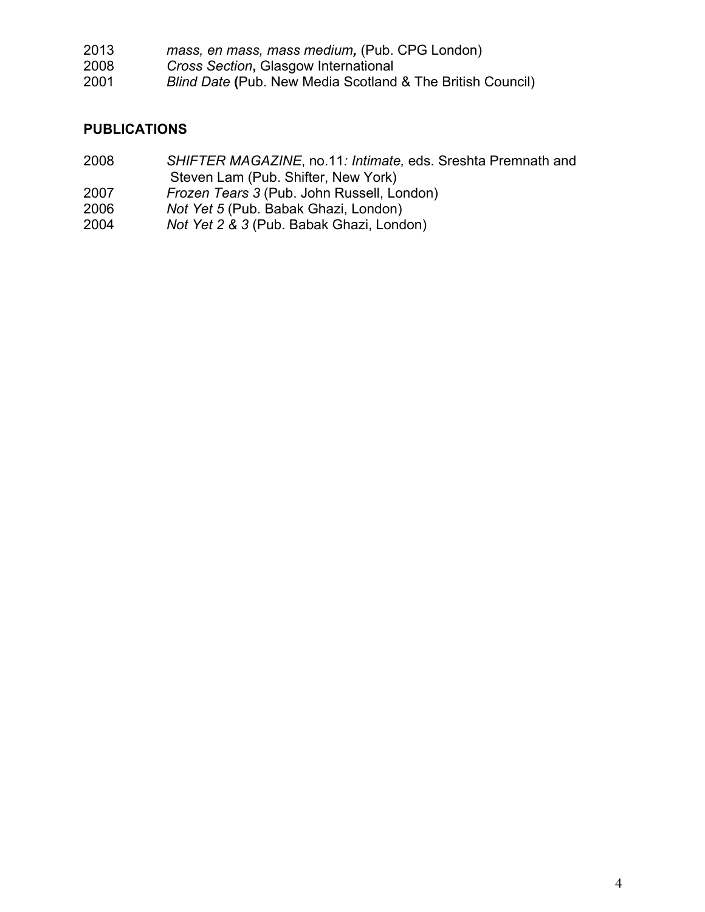2013 *mass, en mass, mass medium,* (Pub. CPG London)
2008 *Cross Section*, Glasgow International
2001 *Blind Date* (Pub. New Media Scotland & The British Council)

## PUBLICATIONS

2008 *SHIFTER MAGAZINE*, no.11*: Intimate,* eds. Sreshta Premnath and Steven Lam (Pub. Shifter, New York)
2007 *Frozen Tears 3* (Pub. John Russell, London)
2006 *Not Yet 5* (Pub. Babak Ghazi, London)
2004 *Not Yet 2 & 3* (Pub. Babak Ghazi, London)